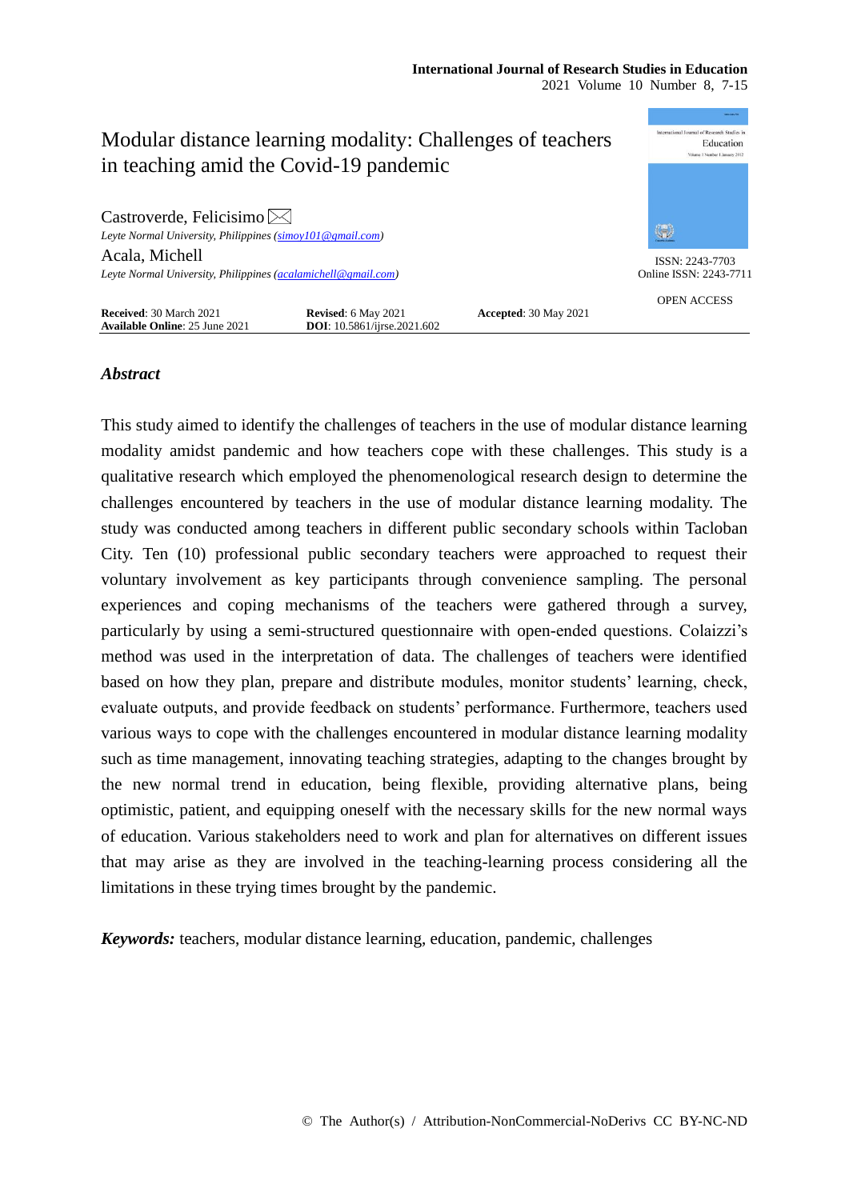# Modular distance learning modality: Challenges of teachers in teaching amid the Covid-19 pandemic

Castroverde, Felicisimo ✉
*Leyte Normal University, Philippines (simoy101@gmail.com)*

Acala, Michell
*Leyte Normal University, Philippines (acalamichell@gmail.com)*

ISSN: 2243-7703
Online ISSN: 2243-7711

OPEN ACCESS

**Received**: 30 March 2021 **Revised**: 6 May 2021 **Accepted**: 30 May 2021
**Available Online**: 25 June 2021 **DOI**: 10.5861/ijrse.2021.602

## *Abstract*

This study aimed to identify the challenges of teachers in the use of modular distance learning modality amidst pandemic and how teachers cope with these challenges. This study is a qualitative research which employed the phenomenological research design to determine the challenges encountered by teachers in the use of modular distance learning modality. The study was conducted among teachers in different public secondary schools within Tacloban City. Ten (10) professional public secondary teachers were approached to request their voluntary involvement as key participants through convenience sampling. The personal experiences and coping mechanisms of the teachers were gathered through a survey, particularly by using a semi-structured questionnaire with open-ended questions. Colaizzi's method was used in the interpretation of data. The challenges of teachers were identified based on how they plan, prepare and distribute modules, monitor students' learning, check, evaluate outputs, and provide feedback on students' performance. Furthermore, teachers used various ways to cope with the challenges encountered in modular distance learning modality such as time management, innovating teaching strategies, adapting to the changes brought by the new normal trend in education, being flexible, providing alternative plans, being optimistic, patient, and equipping oneself with the necessary skills for the new normal ways of education. Various stakeholders need to work and plan for alternatives on different issues that may arise as they are involved in the teaching-learning process considering all the limitations in these trying times brought by the pandemic.

***Keywords:*** teachers, modular distance learning, education, pandemic, challenges

© The Author(s) / Attribution-NonCommercial-NoDerivs CC BY-NC-ND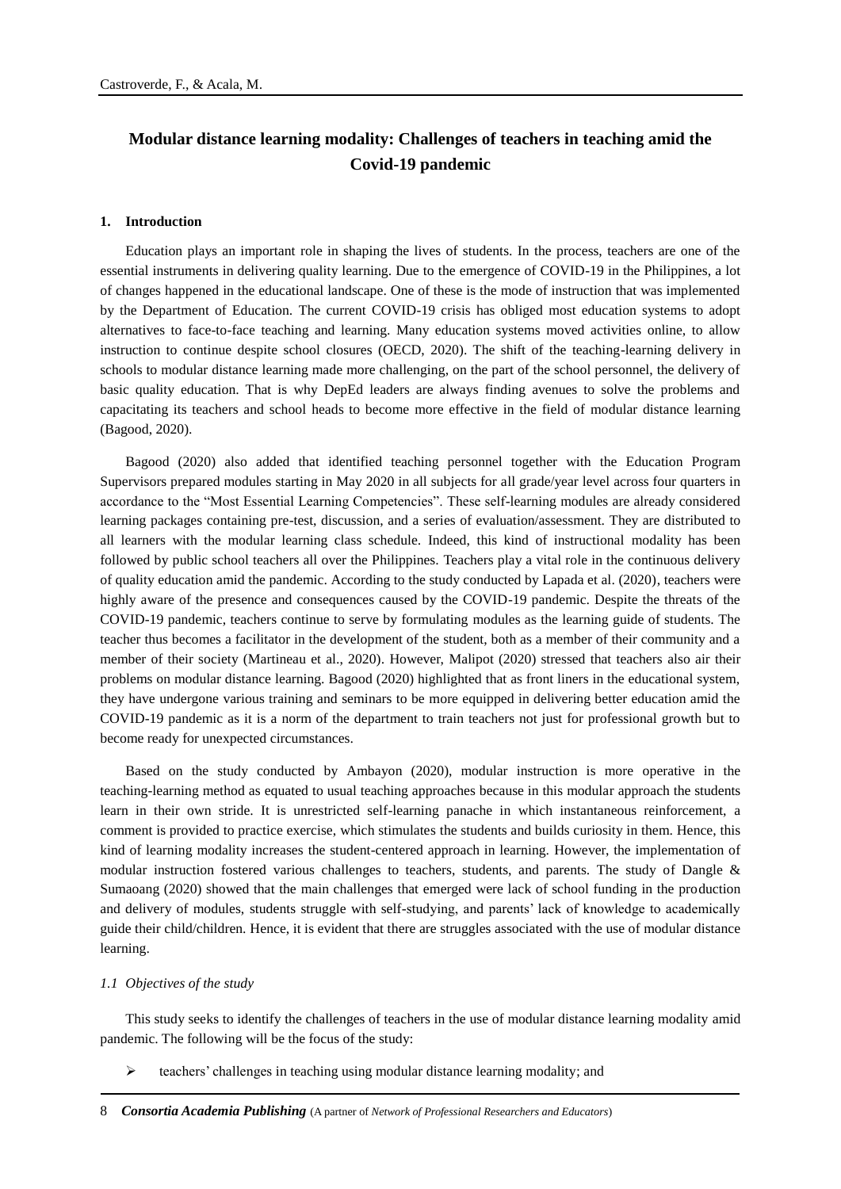# Modular distance learning modality: Challenges of teachers in teaching amid the Covid-19 pandemic

## 1. Introduction

Education plays an important role in shaping the lives of students. In the process, teachers are one of the essential instruments in delivering quality learning. Due to the emergence of COVID-19 in the Philippines, a lot of changes happened in the educational landscape. One of these is the mode of instruction that was implemented by the Department of Education. The current COVID-19 crisis has obliged most education systems to adopt alternatives to face-to-face teaching and learning. Many education systems moved activities online, to allow instruction to continue despite school closures (OECD, 2020). The shift of the teaching-learning delivery in schools to modular distance learning made more challenging, on the part of the school personnel, the delivery of basic quality education. That is why DepEd leaders are always finding avenues to solve the problems and capacitating its teachers and school heads to become more effective in the field of modular distance learning (Bagood, 2020).

Bagood (2020) also added that identified teaching personnel together with the Education Program Supervisors prepared modules starting in May 2020 in all subjects for all grade/year level across four quarters in accordance to the "Most Essential Learning Competencies". These self-learning modules are already considered learning packages containing pre-test, discussion, and a series of evaluation/assessment. They are distributed to all learners with the modular learning class schedule. Indeed, this kind of instructional modality has been followed by public school teachers all over the Philippines. Teachers play a vital role in the continuous delivery of quality education amid the pandemic. According to the study conducted by Lapada et al. (2020), teachers were highly aware of the presence and consequences caused by the COVID-19 pandemic. Despite the threats of the COVID-19 pandemic, teachers continue to serve by formulating modules as the learning guide of students. The teacher thus becomes a facilitator in the development of the student, both as a member of their community and a member of their society (Martineau et al., 2020). However, Malipot (2020) stressed that teachers also air their problems on modular distance learning. Bagood (2020) highlighted that as front liners in the educational system, they have undergone various training and seminars to be more equipped in delivering better education amid the COVID-19 pandemic as it is a norm of the department to train teachers not just for professional growth but to become ready for unexpected circumstances.

Based on the study conducted by Ambayon (2020), modular instruction is more operative in the teaching-learning method as equated to usual teaching approaches because in this modular approach the students learn in their own stride. It is unrestricted self-learning panache in which instantaneous reinforcement, a comment is provided to practice exercise, which stimulates the students and builds curiosity in them. Hence, this kind of learning modality increases the student-centered approach in learning. However, the implementation of modular instruction fostered various challenges to teachers, students, and parents. The study of Dangle & Sumaoang (2020) showed that the main challenges that emerged were lack of school funding in the production and delivery of modules, students struggle with self-studying, and parents' lack of knowledge to academically guide their child/children. Hence, it is evident that there are struggles associated with the use of modular distance learning.

### *1.1 Objectives of the study*

This study seeks to identify the challenges of teachers in the use of modular distance learning modality amid pandemic. The following will be the focus of the study:

- teachers' challenges in teaching using modular distance learning modality; and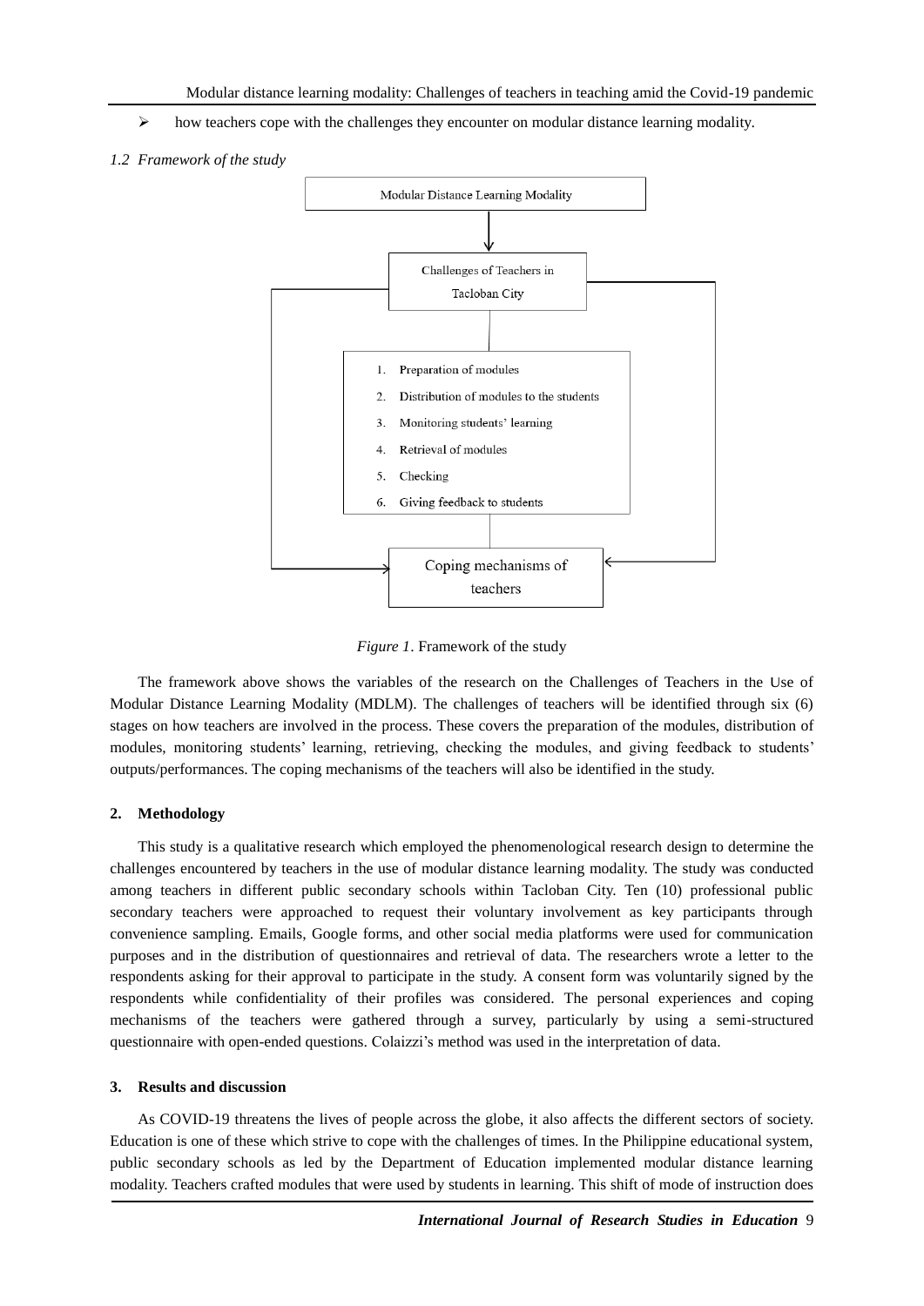- ➢ how teachers cope with the challenges they encounter on modular distance learning modality.

### *1.2 Framework of the study*

Modular Distance Learning Modality

Challenges of Teachers in Tacloban City

1. Preparation of modules
2. Distribution of modules to the students
3. Monitoring students' learning
4. Retrieval of modules
5. Checking
6. Giving feedback to students

Coping mechanisms of teachers

*Figure 1*. Framework of the study

The framework above shows the variables of the research on the Challenges of Teachers in the Use of Modular Distance Learning Modality (MDLM). The challenges of teachers will be identified through six (6) stages on how teachers are involved in the process. These covers the preparation of the modules, distribution of modules, monitoring students' learning, retrieving, checking the modules, and giving feedback to students' outputs/performances. The coping mechanisms of the teachers will also be identified in the study.

## 2. Methodology

This study is a qualitative research which employed the phenomenological research design to determine the challenges encountered by teachers in the use of modular distance learning modality. The study was conducted among teachers in different public secondary schools within Tacloban City. Ten (10) professional public secondary teachers were approached to request their voluntary involvement as key participants through convenience sampling. Emails, Google forms, and other social media platforms were used for communication purposes and in the distribution of questionnaires and retrieval of data. The researchers wrote a letter to the respondents asking for their approval to participate in the study. A consent form was voluntarily signed by the respondents while confidentiality of their profiles was considered. The personal experiences and coping mechanisms of the teachers were gathered through a survey, particularly by using a semi-structured questionnaire with open-ended questions. Colaizzi's method was used in the interpretation of data.

## 3. Results and discussion

As COVID-19 threatens the lives of people across the globe, it also affects the different sectors of society. Education is one of these which strive to cope with the challenges of times. In the Philippine educational system, public secondary schools as led by the Department of Education implemented modular distance learning modality. Teachers crafted modules that were used by students in learning. This shift of mode of instruction does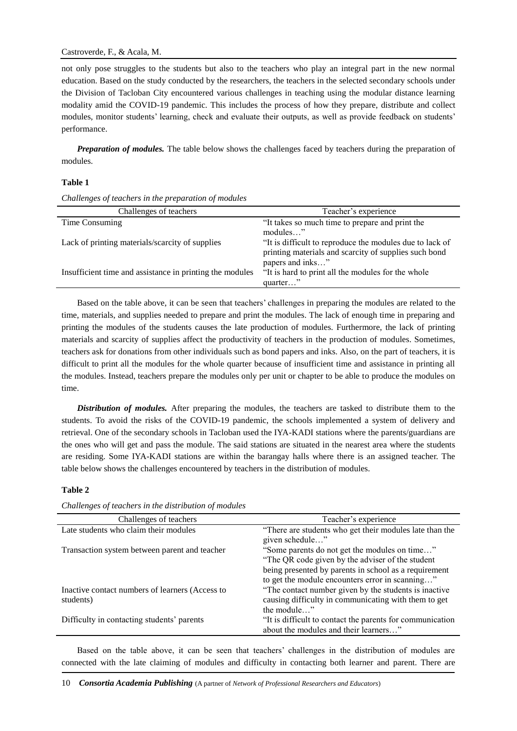not only pose struggles to the students but also to the teachers who play an integral part in the new normal education. Based on the study conducted by the researchers, the teachers in the selected secondary schools under the Division of Tacloban City encountered various challenges in teaching using the modular distance learning modality amid the COVID-19 pandemic. This includes the process of how they prepare, distribute and collect modules, monitor students' learning, check and evaluate their outputs, as well as provide feedback on students' performance.

***Preparation of modules.*** The table below shows the challenges faced by teachers during the preparation of modules.

**Table 1**

*Challenges of teachers in the preparation of modules*

| Challenges of teachers | Teacher's experience |
|---|---|
| Time Consuming | "It takes so much time to prepare and print the modules…" |
| Lack of printing materials/scarcity of supplies | "It is difficult to reproduce the modules due to lack of printing materials and scarcity of supplies such bond papers and inks…" |
| Insufficient time and assistance in printing the modules | "It is hard to print all the modules for the whole quarter…" |

Based on the table above, it can be seen that teachers' challenges in preparing the modules are related to the time, materials, and supplies needed to prepare and print the modules. The lack of enough time in preparing and printing the modules of the students causes the late production of modules. Furthermore, the lack of printing materials and scarcity of supplies affect the productivity of teachers in the production of modules. Sometimes, teachers ask for donations from other individuals such as bond papers and inks. Also, on the part of teachers, it is difficult to print all the modules for the whole quarter because of insufficient time and assistance in printing all the modules. Instead, teachers prepare the modules only per unit or chapter to be able to produce the modules on time.

***Distribution of modules.*** After preparing the modules, the teachers are tasked to distribute them to the students. To avoid the risks of the COVID-19 pandemic, the schools implemented a system of delivery and retrieval. One of the secondary schools in Tacloban used the IYA-KADI stations where the parents/guardians are the ones who will get and pass the module. The said stations are situated in the nearest area where the students are residing. Some IYA-KADI stations are within the barangay halls where there is an assigned teacher. The table below shows the challenges encountered by teachers in the distribution of modules.

**Table 2**

*Challenges of teachers in the distribution of modules*

| Challenges of teachers | Teacher's experience |
|---|---|
| Late students who claim their modules | "There are students who get their modules late than the given schedule…" |
| Transaction system between parent and teacher | "Some parents do not get the modules on time…" "The QR code given by the adviser of the student being presented by parents in school as a requirement to get the module encounters error in scanning…" |
| Inactive contact numbers of learners (Access to students) | "The contact number given by the students is inactive causing difficulty in communicating with them to get the module…" |
| Difficulty in contacting students' parents | "It is difficult to contact the parents for communication about the modules and their learners…" |

Based on the table above, it can be seen that teachers' challenges in the distribution of modules are connected with the late claiming of modules and difficulty in contacting both learner and parent. There are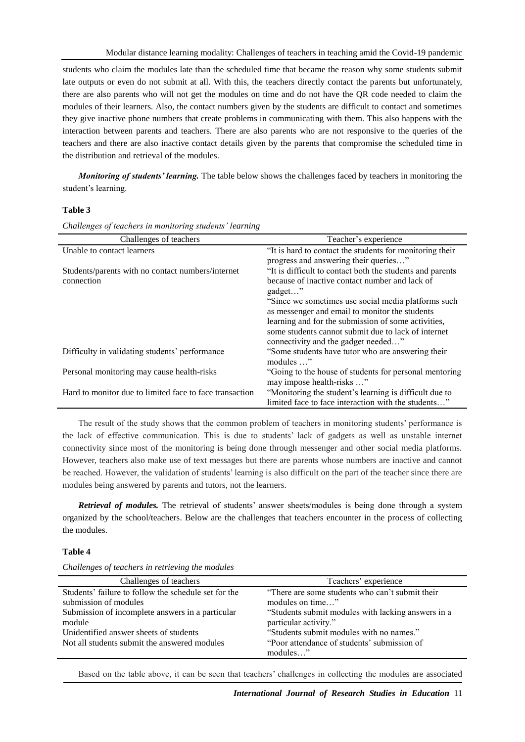students who claim the modules late than the scheduled time that became the reason why some students submit late outputs or even do not submit at all. With this, the teachers directly contact the parents but unfortunately, there are also parents who will not get the modules on time and do not have the QR code needed to claim the modules of their learners. Also, the contact numbers given by the students are difficult to contact and sometimes they give inactive phone numbers that create problems in communicating with them. This also happens with the interaction between parents and teachers. There are also parents who are not responsive to the queries of the teachers and there are also inactive contact details given by the parents that compromise the scheduled time in the distribution and retrieval of the modules.

***Monitoring of students' learning.*** The table below shows the challenges faced by teachers in monitoring the student's learning.

**Table 3**

*Challenges of teachers in monitoring students' learning*

| Challenges of teachers | Teacher's experience |
|---|---|
| Unable to contact learners | "It is hard to contact the students for monitoring their progress and answering their queries…" |
| Students/parents with no contact numbers/internet connection | "It is difficult to contact both the students and parents because of inactive contact number and lack of gadget…" "Since we sometimes use social media platforms such as messenger and email to monitor the students learning and for the submission of some activities, some students cannot submit due to lack of internet connectivity and the gadget needed…" |
| Difficulty in validating students' performance | "Some students have tutor who are answering their modules …" |
| Personal monitoring may cause health-risks | "Going to the house of students for personal mentoring may impose health-risks …" |
| Hard to monitor due to limited face to face transaction | "Monitoring the student's learning is difficult due to limited face to face interaction with the students…" |

The result of the study shows that the common problem of teachers in monitoring students' performance is the lack of effective communication. This is due to students' lack of gadgets as well as unstable internet connectivity since most of the monitoring is being done through messenger and other social media platforms. However, teachers also make use of text messages but there are parents whose numbers are inactive and cannot be reached. However, the validation of students' learning is also difficult on the part of the teacher since there are modules being answered by parents and tutors, not the learners.

***Retrieval of modules.*** The retrieval of students' answer sheets/modules is being done through a system organized by the school/teachers. Below are the challenges that teachers encounter in the process of collecting the modules.

**Table 4**

*Challenges of teachers in retrieving the modules*

| Challenges of teachers | Teachers' experience |
|---|---|
| Students' failure to follow the schedule set for the submission of modules | "There are some students who can't submit their modules on time…" |
| Submission of incomplete answers in a particular module | "Students submit modules with lacking answers in a particular activity." |
| Unidentified answer sheets of students | "Students submit modules with no names." |
| Not all students submit the answered modules | "Poor attendance of students' submission of modules…" |

Based on the table above, it can be seen that teachers' challenges in collecting the modules are associated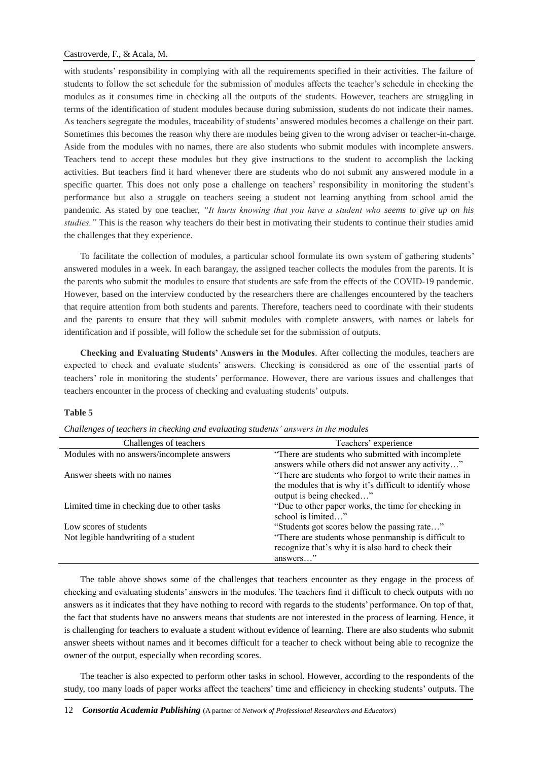with students' responsibility in complying with all the requirements specified in their activities. The failure of students to follow the set schedule for the submission of modules affects the teacher's schedule in checking the modules as it consumes time in checking all the outputs of the students. However, teachers are struggling in terms of the identification of student modules because during submission, students do not indicate their names. As teachers segregate the modules, traceability of students' answered modules becomes a challenge on their part. Sometimes this becomes the reason why there are modules being given to the wrong adviser or teacher-in-charge. Aside from the modules with no names, there are also students who submit modules with incomplete answers. Teachers tend to accept these modules but they give instructions to the student to accomplish the lacking activities. But teachers find it hard whenever there are students who do not submit any answered module in a specific quarter. This does not only pose a challenge on teachers' responsibility in monitoring the student's performance but also a struggle on teachers seeing a student not learning anything from school amid the pandemic. As stated by one teacher, *"It hurts knowing that you have a student who seems to give up on his studies."* This is the reason why teachers do their best in motivating their students to continue their studies amid the challenges that they experience.

To facilitate the collection of modules, a particular school formulate its own system of gathering students' answered modules in a week. In each barangay, the assigned teacher collects the modules from the parents. It is the parents who submit the modules to ensure that students are safe from the effects of the COVID-19 pandemic. However, based on the interview conducted by the researchers there are challenges encountered by the teachers that require attention from both students and parents. Therefore, teachers need to coordinate with their students and the parents to ensure that they will submit modules with complete answers, with names or labels for identification and if possible, will follow the schedule set for the submission of outputs.

**Checking and Evaluating Students' Answers in the Modules**. After collecting the modules, teachers are expected to check and evaluate students' answers. Checking is considered as one of the essential parts of teachers' role in monitoring the students' performance. However, there are various issues and challenges that teachers encounter in the process of checking and evaluating students' outputs.

**Table 5**

*Challenges of teachers in checking and evaluating students' answers in the modules*

| Challenges of teachers | Teachers' experience |
|---|---|
| Modules with no answers/incomplete answers | "There are students who submitted with incomplete answers while others did not answer any activity…" |
| Answer sheets with no names | "There are students who forgot to write their names in the modules that is why it's difficult to identify whose output is being checked…" |
| Limited time in checking due to other tasks | "Due to other paper works, the time for checking in school is limited…" |
| Low scores of students | "Students got scores below the passing rate…" |
| Not legible handwriting of a student | "There are students whose penmanship is difficult to recognize that's why it is also hard to check their answers…" |

The table above shows some of the challenges that teachers encounter as they engage in the process of checking and evaluating students' answers in the modules. The teachers find it difficult to check outputs with no answers as it indicates that they have nothing to record with regards to the students' performance. On top of that, the fact that students have no answers means that students are not interested in the process of learning. Hence, it is challenging for teachers to evaluate a student without evidence of learning. There are also students who submit answer sheets without names and it becomes difficult for a teacher to check without being able to recognize the owner of the output, especially when recording scores.

The teacher is also expected to perform other tasks in school. However, according to the respondents of the study, too many loads of paper works affect the teachers' time and efficiency in checking students' outputs. The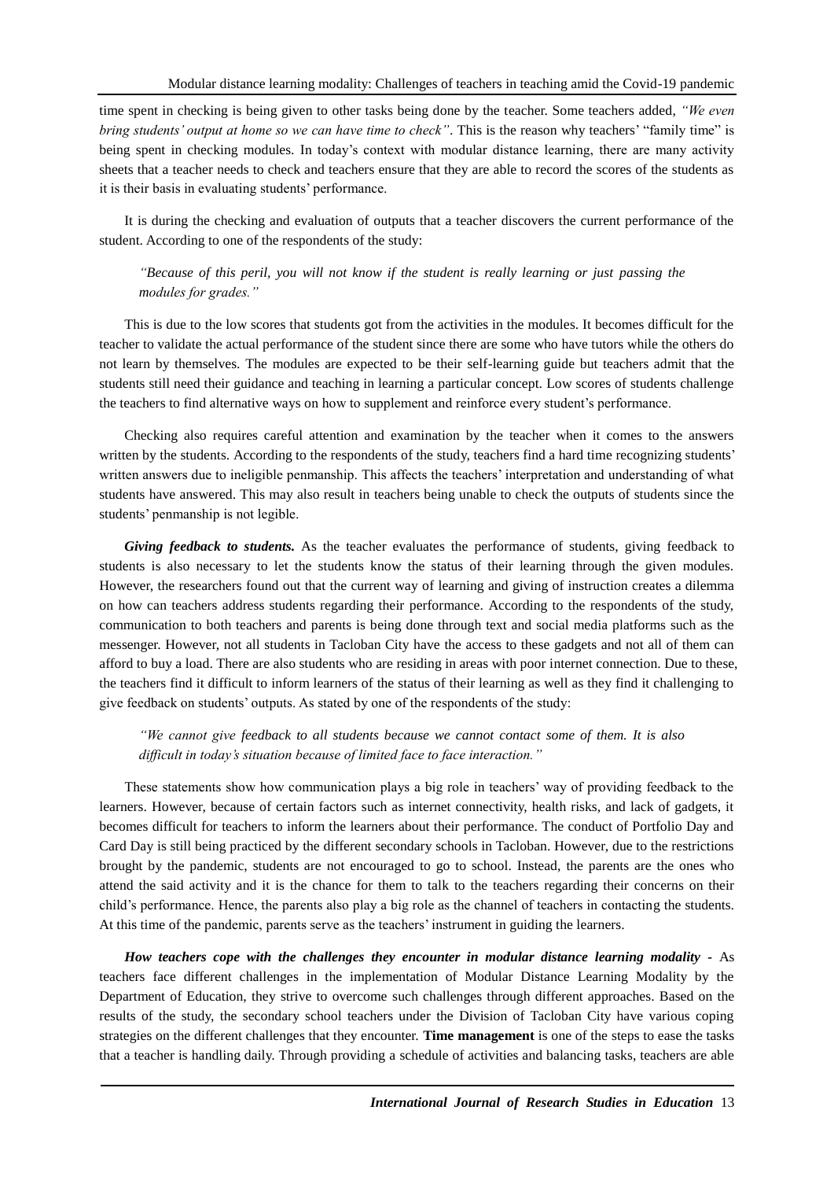time spent in checking is being given to other tasks being done by the teacher. Some teachers added, *"We even bring students' output at home so we can have time to check"*. This is the reason why teachers' "family time" is being spent in checking modules. In today's context with modular distance learning, there are many activity sheets that a teacher needs to check and teachers ensure that they are able to record the scores of the students as it is their basis in evaluating students' performance.

It is during the checking and evaluation of outputs that a teacher discovers the current performance of the student. According to one of the respondents of the study:

> *"Because of this peril, you will not know if the student is really learning or just passing the modules for grades."*

This is due to the low scores that students got from the activities in the modules. It becomes difficult for the teacher to validate the actual performance of the student since there are some who have tutors while the others do not learn by themselves. The modules are expected to be their self-learning guide but teachers admit that the students still need their guidance and teaching in learning a particular concept. Low scores of students challenge the teachers to find alternative ways on how to supplement and reinforce every student's performance.

Checking also requires careful attention and examination by the teacher when it comes to the answers written by the students. According to the respondents of the study, teachers find a hard time recognizing students' written answers due to ineligible penmanship. This affects the teachers' interpretation and understanding of what students have answered. This may also result in teachers being unable to check the outputs of students since the students' penmanship is not legible.

***Giving feedback to students.*** As the teacher evaluates the performance of students, giving feedback to students is also necessary to let the students know the status of their learning through the given modules. However, the researchers found out that the current way of learning and giving of instruction creates a dilemma on how can teachers address students regarding their performance. According to the respondents of the study, communication to both teachers and parents is being done through text and social media platforms such as the messenger. However, not all students in Tacloban City have the access to these gadgets and not all of them can afford to buy a load. There are also students who are residing in areas with poor internet connection. Due to these, the teachers find it difficult to inform learners of the status of their learning as well as they find it challenging to give feedback on students' outputs. As stated by one of the respondents of the study:

> *"We cannot give feedback to all students because we cannot contact some of them. It is also difficult in today's situation because of limited face to face interaction."*

These statements show how communication plays a big role in teachers' way of providing feedback to the learners. However, because of certain factors such as internet connectivity, health risks, and lack of gadgets, it becomes difficult for teachers to inform the learners about their performance. The conduct of Portfolio Day and Card Day is still being practiced by the different secondary schools in Tacloban. However, due to the restrictions brought by the pandemic, students are not encouraged to go to school. Instead, the parents are the ones who attend the said activity and it is the chance for them to talk to the teachers regarding their concerns on their child's performance. Hence, the parents also play a big role as the channel of teachers in contacting the students. At this time of the pandemic, parents serve as the teachers' instrument in guiding the learners.

***How teachers cope with the challenges they encounter in modular distance learning modality -*** As teachers face different challenges in the implementation of Modular Distance Learning Modality by the Department of Education, they strive to overcome such challenges through different approaches. Based on the results of the study, the secondary school teachers under the Division of Tacloban City have various coping strategies on the different challenges that they encounter. **Time management** is one of the steps to ease the tasks that a teacher is handling daily. Through providing a schedule of activities and balancing tasks, teachers are able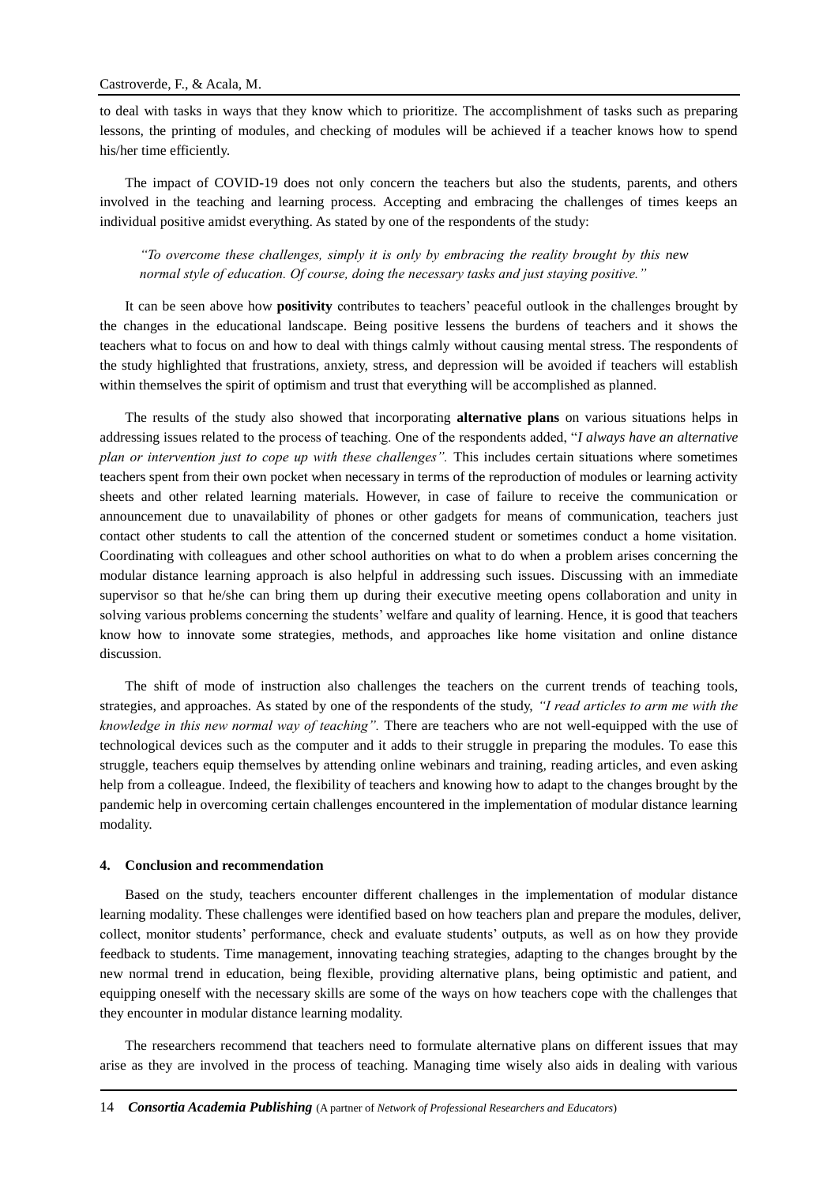to deal with tasks in ways that they know which to prioritize. The accomplishment of tasks such as preparing lessons, the printing of modules, and checking of modules will be achieved if a teacher knows how to spend his/her time efficiently.

The impact of COVID-19 does not only concern the teachers but also the students, parents, and others involved in the teaching and learning process. Accepting and embracing the challenges of times keeps an individual positive amidst everything. As stated by one of the respondents of the study:

> *"To overcome these challenges, simply it is only by embracing the reality brought by this new normal style of education. Of course, doing the necessary tasks and just staying positive."*

It can be seen above how **positivity** contributes to teachers' peaceful outlook in the challenges brought by the changes in the educational landscape. Being positive lessens the burdens of teachers and it shows the teachers what to focus on and how to deal with things calmly without causing mental stress. The respondents of the study highlighted that frustrations, anxiety, stress, and depression will be avoided if teachers will establish within themselves the spirit of optimism and trust that everything will be accomplished as planned.

The results of the study also showed that incorporating **alternative plans** on various situations helps in addressing issues related to the process of teaching. One of the respondents added, "*I always have an alternative plan or intervention just to cope up with these challenges".* This includes certain situations where sometimes teachers spent from their own pocket when necessary in terms of the reproduction of modules or learning activity sheets and other related learning materials. However, in case of failure to receive the communication or announcement due to unavailability of phones or other gadgets for means of communication, teachers just contact other students to call the attention of the concerned student or sometimes conduct a home visitation. Coordinating with colleagues and other school authorities on what to do when a problem arises concerning the modular distance learning approach is also helpful in addressing such issues. Discussing with an immediate supervisor so that he/she can bring them up during their executive meeting opens collaboration and unity in solving various problems concerning the students' welfare and quality of learning. Hence, it is good that teachers know how to innovate some strategies, methods, and approaches like home visitation and online distance discussion.

The shift of mode of instruction also challenges the teachers on the current trends of teaching tools, strategies, and approaches. As stated by one of the respondents of the study, *"I read articles to arm me with the knowledge in this new normal way of teaching".* There are teachers who are not well-equipped with the use of technological devices such as the computer and it adds to their struggle in preparing the modules. To ease this struggle, teachers equip themselves by attending online webinars and training, reading articles, and even asking help from a colleague. Indeed, the flexibility of teachers and knowing how to adapt to the changes brought by the pandemic help in overcoming certain challenges encountered in the implementation of modular distance learning modality.

## 4. Conclusion and recommendation

Based on the study, teachers encounter different challenges in the implementation of modular distance learning modality. These challenges were identified based on how teachers plan and prepare the modules, deliver, collect, monitor students' performance, check and evaluate students' outputs, as well as on how they provide feedback to students. Time management, innovating teaching strategies, adapting to the changes brought by the new normal trend in education, being flexible, providing alternative plans, being optimistic and patient, and equipping oneself with the necessary skills are some of the ways on how teachers cope with the challenges that they encounter in modular distance learning modality.

The researchers recommend that teachers need to formulate alternative plans on different issues that may arise as they are involved in the process of teaching. Managing time wisely also aids in dealing with various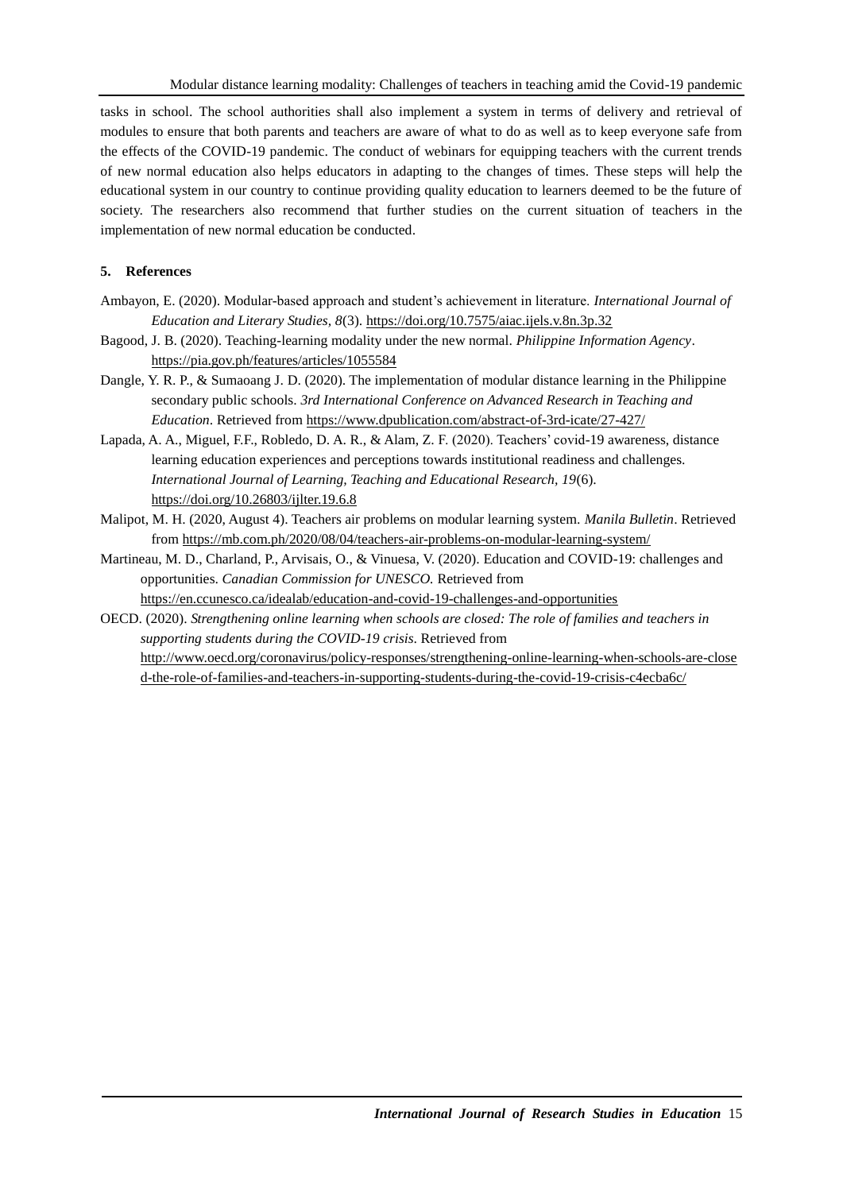tasks in school. The school authorities shall also implement a system in terms of delivery and retrieval of modules to ensure that both parents and teachers are aware of what to do as well as to keep everyone safe from the effects of the COVID-19 pandemic. The conduct of webinars for equipping teachers with the current trends of new normal education also helps educators in adapting to the changes of times. These steps will help the educational system in our country to continue providing quality education to learners deemed to be the future of society. The researchers also recommend that further studies on the current situation of teachers in the implementation of new normal education be conducted.

## 5. References

Ambayon, E. (2020). Modular-based approach and student's achievement in literature. *International Journal of Education and Literary Studies, 8*(3). https://doi.org/10.7575/aiac.ijels.v.8n.3p.32

Bagood, J. B. (2020). Teaching-learning modality under the new normal. *Philippine Information Agency*. https://pia.gov.ph/features/articles/1055584

Dangle, Y. R. P., & Sumaoang J. D. (2020). The implementation of modular distance learning in the Philippine secondary public schools. *3rd International Conference on Advanced Research in Teaching and Education*. Retrieved from https://www.dpublication.com/abstract-of-3rd-icate/27-427/

Lapada, A. A., Miguel, F.F., Robledo, D. A. R., & Alam, Z. F. (2020). Teachers' covid-19 awareness, distance learning education experiences and perceptions towards institutional readiness and challenges. *International Journal of Learning, Teaching and Educational Research, 19*(6). https://doi.org/10.26803/ijlter.19.6.8

Malipot, M. H. (2020, August 4). Teachers air problems on modular learning system. *Manila Bulletin*. Retrieved from https://mb.com.ph/2020/08/04/teachers-air-problems-on-modular-learning-system/

Martineau, M. D., Charland, P., Arvisais, O., & Vinuesa, V. (2020). Education and COVID-19: challenges and opportunities. *Canadian Commission for UNESCO.* Retrieved from https://en.ccunesco.ca/idealab/education-and-covid-19-challenges-and-opportunities

OECD. (2020). *Strengthening online learning when schools are closed: The role of families and teachers in supporting students during the COVID-19 crisis*. Retrieved from http://www.oecd.org/coronavirus/policy-responses/strengthening-online-learning-when-schools-are-closed-the-role-of-families-and-teachers-in-supporting-students-during-the-covid-19-crisis-c4ecba6c/